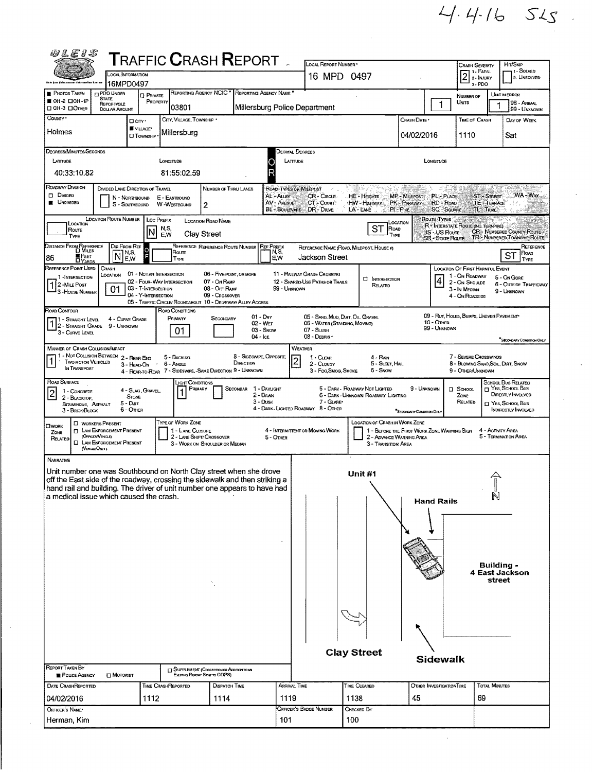4-4-16 SLS

# TRAFFIC CRASH REPORT

| Field | Value |
|---|---|
| Local Information | 16MPD0497 |
| Local Report Number | 16 MPD 0497 |
| Crash Severity | 2 (1 - Fatal, 2 - Injury, 3 - PDO) |
| Hit/Skip | 1 - Solved, 2 - Unsolved |
| Photos Taken | OH-2 |
| Reporting Agency NCIC | 03801 |
| Reporting Agency Name | Millersburg Police Department |
| Number of Units | 1 |
| Unit in Error | 1 |
| County | Holmes |
| City, Village, Township | Village: Millersburg |
| Crash Date | 04/02/2016 |
| Time of Crash | 1110 |
| Day of Week | Sat |
| Latitude (Degrees/Minutes/Seconds) | 40:33:10.82 |
| Longitude | 81:55:02.59 |
| Roadway Division | Undivided |
| Number of Thru Lanes | 2 |
| Location Route Prefix | N |
| Location Road Name | Clay Street |
| Location Road Type | ST |
| Distance From Reference | 86 Feet |
| Dir From Ref | N |
| Reference Name | Jackson Street |
| Reference Road Type | ST |
| Reference Point Used | 1 - Intersection |
| Crash Location | 01 - Not an Intersection |
| Location of First Harmful Event | 4 - On Roadside |
| Road Contour | 1 - Straight Level |
| Road Conditions (Primary) | 01 - Dry |
| Manner of Crash Collision/Impact | 1 - Not Collision Between Two Motor Vehicles in Transport |
| Weather | 2 - Cloudy |
| Road Surface | 2 - Blacktop, Bituminous, Asphalt |
| Light Conditions (Primary) | 1 - Daylight |

## NARRATIVE

Unit number one was Southbound on North Clay street when she drove off the East side of the roadway, crossing the sidewalk and then striking a hand rail and building. The driver of unit number one appears to have had a medical issue which caused the crash.

Diagram labels: Unit #1, Hand Rails, N, Building - 4 East Jackson street, Clay Street, Sidewalk

| Report Taken By | Date Crash Reported | Time Crash Reported | Dispatch Time | Arrival Time | Time Cleared | Other Investigation Time | Total Minutes |
|---|---|---|---|---|---|---|---|
| Police Agency | 04/02/2016 | 1112 | 1114 | 1119 | 1138 | 45 | 69 |

| Officer's Name | Officer's Badge Number | Checked By |
|---|---|---|
| Herman, Kim | 101 | 100 |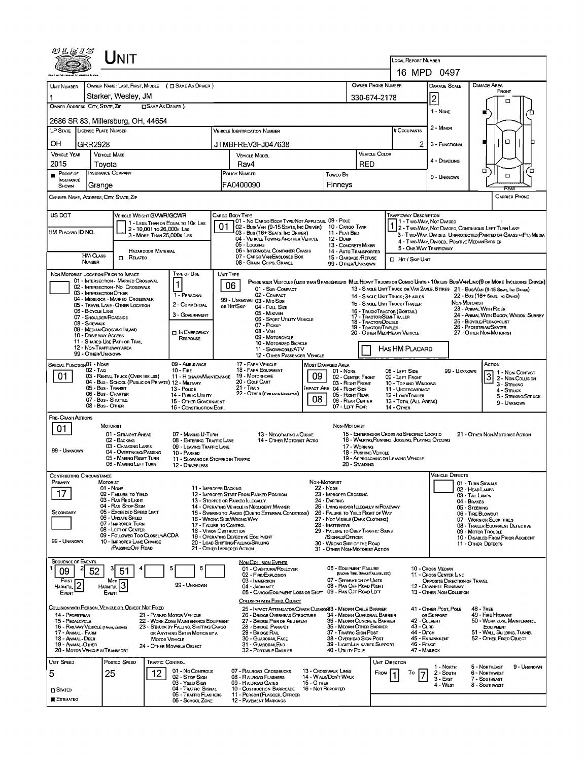# Unit

**Local Report Number:** 16 MPD 0497

| Unit Number | Owner Name: Last, First, Middle | Owner Phone Number | Damage Scale | Damage Area |
|---|---|---|---|---|
| 1 | Starker, Wesley, JM | 330-674-2178 | 2 | |

**Owner Address: City, State, Zip:** 2686 SR 83, Millersburg, OH, 44654

Damage Scale: 1 - None; 2 - Minor; 3 - Functional; 4 - Disabling; 9 - Unknown

| LP State | License Plate Number | Vehicle Identification Number | # Occupants |
|---|---|---|---|
| OH | GRR2928 | JTMBFREV3FJ047638 | 2 |

| Vehicle Year | Vehicle Make | Vehicle Model | Vehicle Color |
|---|---|---|---|
| 2015 | Toyota | Rav4 | RED |

| Proof of Insurance Shown | Insurance Company | Policy Number | Towed By |
|---|---|---|---|
| ■ | Grange | FA0400090 | Finneys |

**Carrier Name, Address, City, State, Zip:**

**Carrier Phone:**

**US DOT:**

**HM Placard ID No.:**

**HM Class Number:**

**Vehicle Weight GVWR/GCWR:** 1 - Less Than or Equal to 10K Lbs; 2 - 10,001 to 26,000K Lbs; 3 - More Than 26,000K Lbs.

**Hazardous Material:** □ Related

**Cargo Body Type:** 01

01 - No Cargo Body Type/Not Applicabl; 02 - Bus/Van (9-15 Seats, Inc Driver); 03 - Bus (16+ Seats, Inc Driver); 04 - Vehicle Towing Another Vehicle; 05 - Logging; 06 - Intermodal Container Chassis; 07 - Cargo Van/Enclosed Box; 08 - Grain, Chips, Gravel; 09 - Pole; 10 - Cargo Tank; 11 - Flat Bed; 12 - Dump; 13 - Concrete Mixer; 14 - Auto Transporter; 15 - Garbage/Refuse; 99 - Other/Unknown

**Trafficway Description:** 1

1 - Two-Way, Not Divided; 2 - Two-Way, Not Divided, Continuous Left Turn Lane; 3 - Two-Way, Divided, Unprotected(Painted or Grass >4Ft.) Media; 4 - Two-Way, Divided, Positive Median Barrier; 5 - One-Way Trafficway

□ Hit / Skip Unit

**Non-Motorist Location Prior to Impact:**

01 - Intersection - Marked Crosswal; 02 - Intersection - No Crosswalk; 03 - Intersection Other; 04 - Midblock - Marked Crosswalk; 05 - Travel Lane - Other Location; 06 - Bicycle Lane; 07 - Shoulder/Roadside; 08 - Sidewalk; 09 - Median/Crossing Island; 10 - Drive Way Access; 11 - Shared-Use Path or Trail; 12 - Non-Trafficway Area; 99 - Other/Unknown

**Type of Use:** 1

1 - Personal; 2 - Commercial; 3 - Government; □ In Emergency Response

**Unit Type:** 06

Passenger Vehicles (less than 9 passengers): 01 - Sub-Compact; 02 - Compact; 99 - Unknown 03 - Mid Size; or Hit/Skip 04 - Full Size; 05 - Minivan; 06 - Sport Utility Vehicle; 07 - Pickup; 08 - Van; 09 - Motorcycle; 10 - Motorized Bicycle; 11 - Snowmobile/ATV; 12 - Other Passenger Vehicle

Med/Heavy Trucks or Combo Units > 10K lbs Bus/Van/Limo (9 or More Including Driver): 13 - Single Unit Truck or Van 2axle, 6 Tires; 14 - Single Unit Truck; 3+ Axles; 15 - Single Unit Truck / Trailer; 16 - Truck/Tractor (Bobtail); 17 - Tractor/Semi-Trailer; 18 - Tractor/Double; 19 - Tractor/Triples; 20 - Other Med/Heavy Vehicle; 21 - Bus/Van (9-15 Seats, Inc Driver); 22 - Bus (16+ Seats, Inc Driver)

Non-Motorist: 23 - Animal With Rider; 24 - Animal With Buggy, Wagon, Surrey; 25 - Bicycle/Pedacyclist; 26 - Pedestrian/Skater; 27 - Other Non-Motorist

□ Has HM Placard

**Special Function:** 01

01 - None; 02 - Taxi; 03 - Rental Truck (Over 10K lbs); 04 - Bus - School (Public or Private); 05 - Bus - Transit; 06 - Bus - Charter; 07 - Bus - Shuttle; 08 - Bus - Other; 09 - Ambulance; 10 - Fire; 11 - Highway/Maintenance; 12 - Military; 13 - Police; 14 - Public Utility; 15 - Other Government; 16 - Construction Eqip.; 17 - Farm Vehicle; 18 - Farm Equipment; 19 - Motorhome; 20 - Golf Cart; 21 - Train; 22 - Other (Explain in Narrative)

**Most Damaged Area:** 09

**Impact Are:** 08

01 - None; 02 - Center Front; 03 - Right Front; 04 - Right Side; 05 - Right Rear; 06 - Rear Center; 07 - Left Rear; 08 - Left Side; 09 - Left Front; 10 - Top and Windows; 11 - Undercarriage; 12 - Load/Trailer; 13 - Total (All Areas); 14 - Other; 99 - Unknown

**Action:** 3

1 - Non-Contact; 2 - Non-Collision; 3 - Striking; 4 - Struck; 5 - Striking/Struck; 9 - Unknown

**Pre-Crash Actions:** 01

Motorist: 01 - Straight Ahead; 02 - Backing; 03 - Changing Lanes; 04 - Overtaking/Passing; 05 - Making Right Turn; 06 - Making Left Turn; 07 - Making U-Turn; 08 - Entering Traffic Lane; 09 - Leaving Traffic Lane; 10 - Parked; 11 - Slowing or Stopped in Traffic; 12 - Driverless; 13 - Negotiating a Curve; 14 - Other Motorist Actio; 99 - Unknown

Non-Motorist: 15 - Entering or Crossing Specified Locatio; 16 - Walking, Running, Jogging, Playing, Cycling; 17 - Working; 18 - Pushing Vehicle; 19 - Approaching or Leaving Vehicle; 20 - Standing; 21 - Other Non-Motorist Action

**Contributing Circumstance:**

Primary: 17

Secondary:

Motorist: 01 - None; 02 - Failure to Yield; 03 - Ran Red Light; 04 - Ran Stop Sign; 05 - Exceeded Speed Limit; 06 - Unsafe Speed; 07 - Improper Turn; 08 - Left of Center; 09 - Followed Too Closely/ACDA; 10 - Improper Lane Change /Passing/Off Road; 11 - Improper Backing; 12 - Improper Start From Parked Position; 13 - Stopped or Parked Illegally; 14 - Operating Vehicle in Negligent Manner; 15 - Swering to Avoid (Due to External Conditions); 16 - Wrong Side/Wrong Way; 17 - Failure to Control; 18 - Vision Obstruction; 19 - Operating Defective Equipment; 20 - Load Shifting/Falling/Spilling; 21 - Other Improper Action; 99 - Unknown

Non-Motorist: 22 - None; 23 - Improper Crossing; 24 - Darting; 25 - Lying and/or Illegally in Roadway; 26 - Failure to Yield Right of Way; 27 - Not Visible (Dark Clothing); 28 - Inattentive; 29 - Failure to Obey Traffic Signs /Signals/Officer; 30 - Wrong Side of the Road; 31 - Other Non-Motorist Action

**Vehicle Defects:**

01 - Turn Signals; 02 - Head Lamps; 03 - Tail Lamps; 04 - Brakes; 05 - Steering; 06 - Tire Blowout; 07 - Worn or Slick Tires; 08 - Trailer Equipment Defective; 09 - Motor Trouble; 10 - Disabled From Prior Accident; 11 - Other Defects

**Sequence of Events:**

| 1 | 2 | 3 | 4 | 5 | 6 |
|---|---|---|---|---|---|
| 09 | 52 | 51 | | | |

First Harmful Event: 2

Most Harmful Event: 3

99 - Unknown

Non-Collision Events: 01 - Overturn/Rollover; 02 - Fire/Explosion; 03 - Immersion; 04 - Jackknife; 05 - Cargo/Equipment Loss or Shift; 06 - Equipment Failure (Blown Tire, Brake Failure, etc); 07 - Separation of Units; 08 - Ran Off Road Right; 09 - Ran Off Road Left; 10 - Cross Median; 11 - Cross Center Line Opposite Direction of Travel; 12 - Downhill Runaway; 13 - Other Non-Collision

Collision with Person, Vehicle or Object Not Fixed: 14 - Pedestrian; 15 - Pedalcycle; 16 - Railway Vehicle (Train, Engine); 17 - Animal - Farm; 18 - Animal - Deer; 19 - Animal - Other; 20 - Motor Vehicle in Transport; 21 - Parked Motor Vehicle; 22 - Work Zone Maintenance Equipment; 23 - Struck by Falling, Shifting Cargo or Anything Set in Motion by a Motor Vehicle; 24 - Other Movable Object

Collision with Fixed, Object: 25 - Impact Attenuator/Crash Cushion; 26 - Bridge Overhead Structure; 27 - Bridge Pier or Abutment; 28 - Bridge Parapet; 29 - Bridge Rail; 30 - Guardrail Face; 31 - Guardrail End; 32 - Portable Barrier; 33 - Median Cable Barrier; 34 - Median Guardrail Barrier; 35 - Median Concrete Barrier; 36 - Median Other Barrier; 37 - Traffic Sign Post; 38 - Overhead Sign Post; 39 - Light/Luminaries Support; 40 - Utility Pole; 41 - Other Post, Pole or Support; 42 - Culvert; 43 - Curb; 44 - Ditch; 45 - Embankment; 46 - Fence; 47 - Mailbox; 48 - Tree; 49 - Fire Hydrant; 50 - Work Zone Maintenance Equipment; 51 - Wall, Building, Tunnel; 52 - Other Fixed Object

| Unit Speed | Posted Speed | Traffic Control | Unit Direction From | To |
|---|---|---|---|---|
| 5 | 25 | 12 | 1 | 7 |

□ Stated  ■ Estimated

Traffic Control: 01 - No Controls; 02 - Stop Sign; 03 - Yield Sign; 04 - Traffic Signal; 05 - Traffic Flashers; 06 - School Zone; 07 - Railroad Crossbucks; 08 - Railroad Flashers; 09 - Railroad Gates; 10 - Costruction Barricade; 11 - Person (Flagger, Officer; 12 - Pavement Markings; 13 - Crosswalk Lines; 14 - Walk/Don't Walk; 15 - Other; 16 - Not Reported

Unit Direction: 1 - North; 2 - South; 3 - East; 4 - West; 5 - Northeast; 6 - Northwest; 7 - Southeast; 8 - Southwest; 9 - Unknown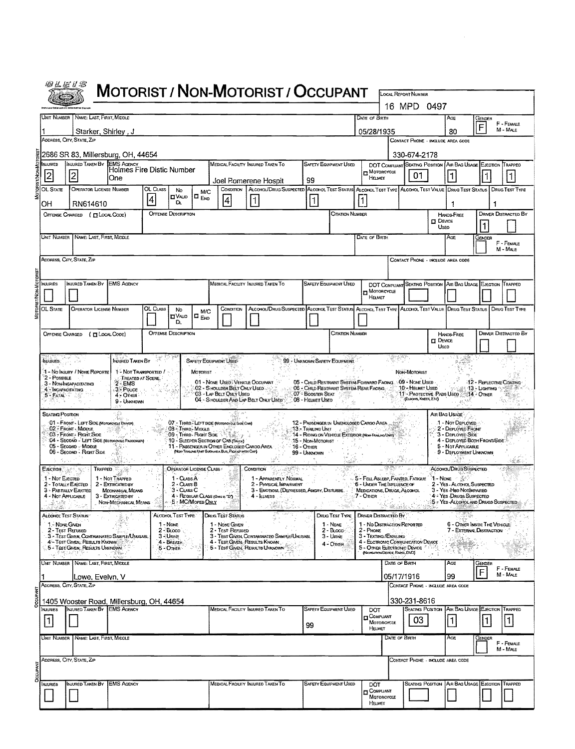# MOTORIST / NON-MOTORIST / OCCUPANT

OLEIS

**Local Report Number:** 16 MPD 0497

## Motorist/Non-Motorist

| Unit Number | Name: Last, First, Middle | Date of Birth | Age | Gender |
|---|---|---|---|---|
| 1 | Starker, Shirley , J | 05/28/1935 | 80 | F |

**Address, City, State, Zip:** 2686 SR 83, Millersburg, OH, 44654

**Contact Phone - Include Area Code:** 330-674-2178

| Injuries | Injured Taken By | EMS Agency | Medical Facility Injured Taken To | Safety Equipment Used | DOT Compliant Motorcycle Helmet | Seating Position | Air Bag Usage | Ejection | Trapped |
|---|---|---|---|---|---|---|---|---|---|
| 2 | 2 | Holmes Fire Distic Number One | Joel Pomerene Hospit | 99 | | 01 | 1 | 1 | 1 |

| OL State | Operator License Number | OL Class | No Valid DL | M/C End | Condition | Alcohol/Drug Suspected | Alcohol Test Status | Alcohol Test Type | Alcohol Test Value | Drug Test Status | Drug Test Type |
|---|---|---|---|---|---|---|---|---|---|---|---|
| OH | RN614610 | 4 | | | 4 | 1 | 1 | 1 | | 1 | 1 |

| Offense Charged (Local Code) | Offense Description | Citation Number | Hands-Free Device Used | Driver Distracted By | |
|---|---|---|---|---|---|
| | | | | 1 | |

## Motorist/Non-Motorist

| Unit Number | Name: Last, First, Middle | Date of Birth | Age | Gender |
|---|---|---|---|---|
| | | | | |

**Address, City, State, Zip:**

**Contact Phone - Include Area Code:**

| Injuries | Injured Taken By | EMS Agency | Medical Facility Injured Taken To | Safety Equipment Used | DOT Compliant Motorcycle Helmet | Seating Position | Air Bag Usage | Ejection | Trapped |
|---|---|---|---|---|---|---|---|---|---|
| | | | | | | | | | |

| OL State | Operator License Number | OL Class | No Valid DL | M/C End | Condition | Alcohol/Drug Suspected | Alcohol Test Status | Alcohol Test Type | Alcohol Test Value | Drug Test Status | Drug Test Type |
|---|---|---|---|---|---|---|---|---|---|---|---|
| | | | | | | | | | | | |

| Offense Charged (Local Code) | Offense Description | Citation Number | Hands-Free Device Used | Driver Distracted By | |
|---|---|---|---|---|---|
| | | | | | |

## Codes

**Injuries:** 1 - No Injury / None Reported; 2 - Possible; 3 - Non-Incapacitating; 4 - Incapacitating; 5 - Fatal

**Injured Taken By:** 1 - Not Transported / Treated at Scene; 2 - EMS; 3 - Police; 4 - Other; 9 - Unknown

**Safety Equipment Used:** 99 - Unknown Safety Equipment

Motorist: 01 - None Used - Vehicle Occupant; 02 - Shoulder Belt Only Used; 03 - Lap Belt Only Used; 04 - Shoulder And Lap Belt Only Used; 05 - Child Restraint System-Forward Facing; 06 - Child Restraint System-Rear Facing; 07 - Booster Seat; 08 - Helmet Used

Non-Motorist: 09 - None Used; 10 - Helmet Used; 11 - Protective Pads Used (Elbows, Knees, Etc); 12 - Reflective Coating; 13 - Lighting; 14 - Other

**Seating Position:** 01 - Front - Left Side (Motorcycle Driver); 02 - Front - Middle; 03 - Front - Right Side; 04 - Second - Left Side (Motorcycle Passenger); 05 - Second - Middle; 06 - Second - Right Side; 07 - Third - Left Side (Motorcycle Side Car); 08 - Third - Middle; 09 - Third - Right Side; 10 - Sleeper Section of Cab (Truck); 11 - Passenger in Other Enclosed Cargo Area (Non-Trailing Unit Such as a Bus, Pickup with Cap); 12 - Passenger in Unenclosed Cargo Area; 13 - Trailing Unit; 14 - Riding on Vehicle Exterior (Non-Trailing Unit); 15 - Non-Motorist; 16 - Other; 99 - Unknown

**Air Bag Usage:** 1 - Not Deployed; 2 - Deployed Front; 3 - Deployed Side; 4 - Deployed Both Front/Side; 5 - Not Applicable; 9 - Deployment Unknown

**Ejection:** 1 - Not Ejected; 2 - Totally Ejected; 3 - Partially Ejected; 4 - Not Applicable

**Trapped:** 1 - Not Trapped; 2 - Extricated by Mechanical Means; 3 - Extricated by Non-Mechanical Means

**Operator License Class:** 1 - Class A; 2 - Class B; 3 - Class C; 4 - Regular Class (Ohio is "D"); 5 - MC/Moped Only

**Condition:** 1 - Apparently Normal; 2 - Physical Impairment; 3 - Emotional (Depressed, Angry, Disturbed); 4 - Illness; 5 - Fell Asleep, Fainted, Fatigue; 6 - Under The Influence of Medications, Drugs, Alcohol; 7 - Other

**Alcohol/Drug Suspected:** 1 - None; 2 - Yes - Alcohol Suspected; 3 - Yes - HBD Not Impaired; 4 - Yes - Drugs Suspected; 5 - Yes - Alcohol and Drugs Suspected

**Alcohol Test Status:** 1 - None Given; 2 - Test Refused; 3 - Test Given, Contaminated Sample/Unusable; 4 - Test Given, Results Known; 5 - Test Given, Results Unknown

**Alcohol Test Type:** 1 - None; 2 - Blood; 3 - Urine; 4 - Breath; 5 - Other

**Drug Test Status:** 1 - None Given; 2 - Test Refused; 3 - Test Given, Contaminated Sample/Unusable; 4 - Test Given, Results Known; 5 - Test Given, Results Unknown

**Drug Test Type:** 1 - None; 2 - Blood; 3 - Urine; 4 - Other

**Driver Distracted By:** 1 - No Distraction Reported; 2 - Phone; 3 - Texting/Emailing; 4 - Electronic Communication Device; 5 - Other Electronic Device (Navigation Device, Radio, DVD); 6 - Other Inside the Vehicle; 7 - External Distraction

## Occupant

| Unit Number | Name: Last, First, Middle | Date of Birth | Age | Gender |
|---|---|---|---|---|
| 1 | Lowe, Evelyn, V | 05/17/1916 | 99 | F |

**Address, City, State, Zip:** 1405 Wooster Road, Millersburg, OH, 44654

**Contact Phone - Include Area Code:** 330-231-8616

| Injuries | Injured Taken By | EMS Agency | Medical Facility Injured Taken To | Safety Equipment Used | DOT Compliant Motorcycle Helmet | Seating Position | Air Bag Usage | Ejection | Trapped |
|---|---|---|---|---|---|---|---|---|---|
| 1 | | | | 99 | | 03 | 1 | 1 | 1 |

## Occupant

| Unit Number | Name: Last, First, Middle | Date of Birth | Age | Gender |
|---|---|---|---|---|
| | | | | |

**Address, City, State, Zip:**

**Contact Phone - Include Area Code:**

| Injuries | Injured Taken By | EMS Agency | Medical Facility Injured Taken To | Safety Equipment Used | DOT Compliant Motorcycle Helmet | Seating Position | Air Bag Usage | Ejection | Trapped |
|---|---|---|---|---|---|---|---|---|---|
| | | | | | | | | | |